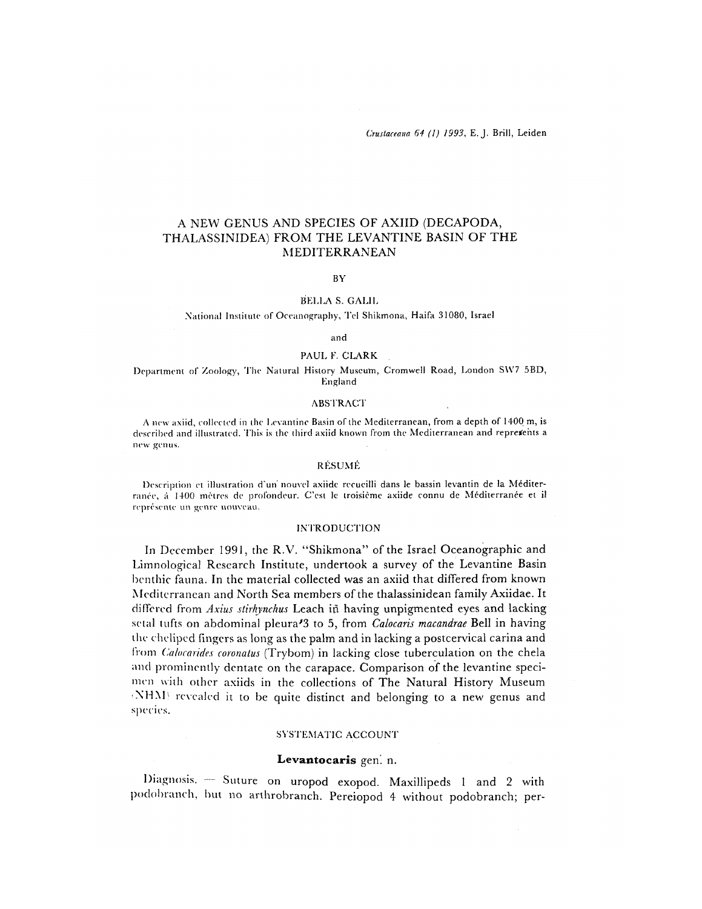# A NEW GENUS AND SPECIES OF AXIID (DECAPODA, THALASSINIDEA) FROM THE LEVANTINE BASIN OF THE MEDITERRANEAN

BY

BELLA S. GALIL

National Institute of Oceanography, Tel Shikmona, Haifa 31080, Israel

and

PAUL F. CLARK

Department of Zoology, The Natural History Museum, Cromwell Road, London SW7 5BD, England

## ABSTRACT

A new axiid, collected in the Levantine Basin of the Mediterranean, from a depth of 1400 m, is described and illustrated. This is the third axiid known from the Mediterranean and represents a new genus.

## RÉSUMÉ

Description et illustration d'un nouvel axiide recueilli dans le bassin levantin de la Méditerranée, à 1400 mètres de profondeur. C'est le troisième axiide connu de Méditerranée et il représente un genre nouveau.

## INTRODUCTION

In December 1991, the R.V. "Shikmona" of the Israel Oceanographic and Limnological Research Institute, undertook a survey of the Levantine Basin benthic fauna. In the material collected was an axiid that differed from known Mediterranean and North Sea members of the thalassinidean family Axiidae. It differed from *Axius stirhynchus* Leach in having unpigmented eyes and lacking setal tufts on abdominal pleura 3 to 5, from *Calocaris macandrae* Bell in having the cheliped fingers as long as the palm and in lacking a postcervical carina and from *Calocarides coronatus* (Trybom) in lacking close tuberculation on the chela and prominently dentate on the carapace. Comparison of the levantine specimen with other axiids in the collections of The Natural History Museum (NHM) revealed it to be quite distinct and belonging to a new genus and species.

## SYSTEMATIC ACCOUNT

### Levantocaris gen. n.

Diagnosis. — Suture on uropod exopod. Maxillipeds 1 and 2 with podobranch, but no arthrobranch. Pereiopod 4 without podobranch; per-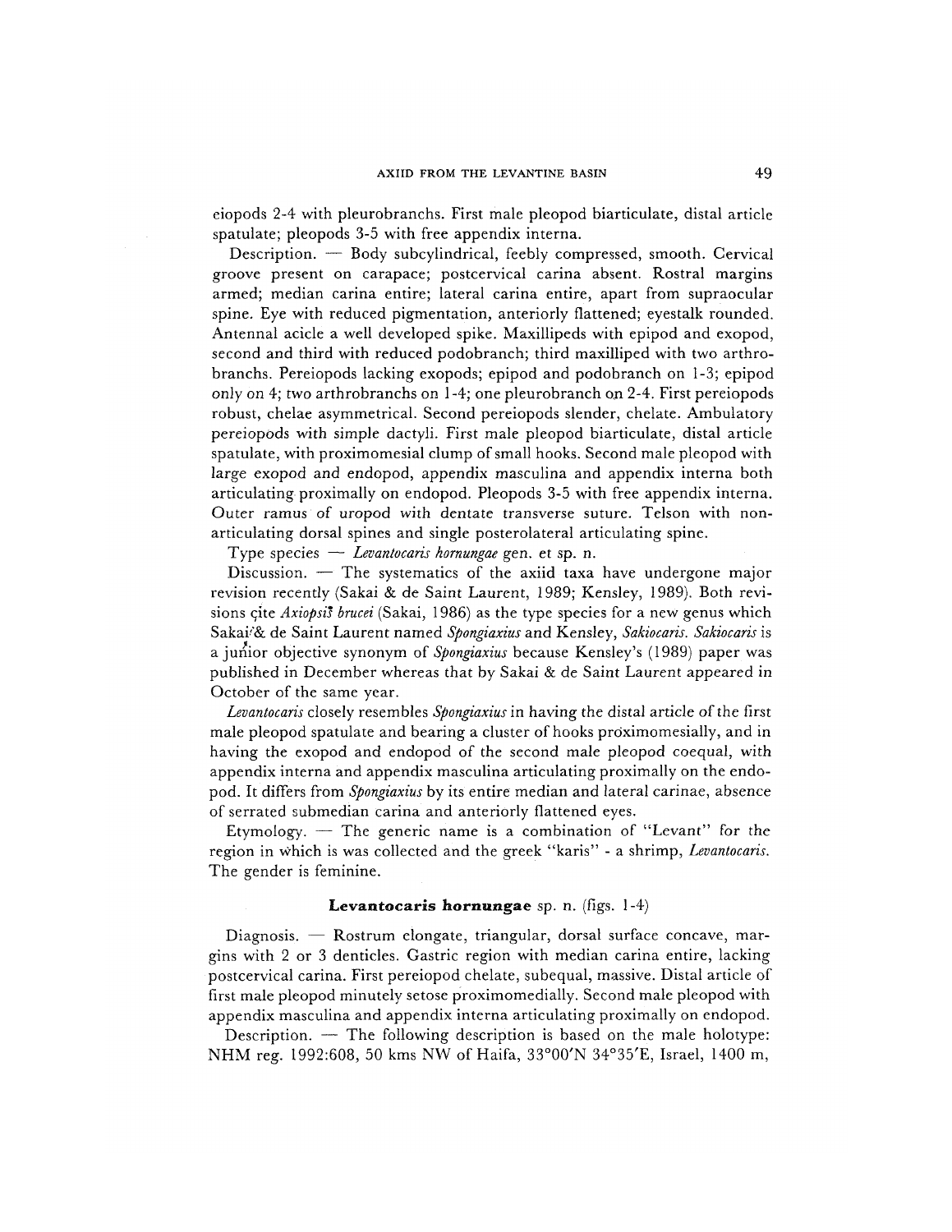eiopods 2-4 with pleurobranchs. First male pleopod biarticulate, distal article spatulate; pleopods 3-5 with free appendix interna.

Description. — Body subcylindrical, feebly compressed, smooth. Cervical groove present on carapace; postcervical carina absent. Rostral margins armed; median carina entire; lateral carina entire, apart from supraocular spine. Eye with reduced pigmentation, anteriorly flattened; eyestalk rounded. Antennal acicle a well developed spike. Maxillipeds with epipod and exopod, second and third with reduced podobranch; third maxilliped with two arthrobranchs. Pereiopods lacking exopods; epipod and podobranch on 1-3; epipod only on 4; two arthrobranchs on 1-4; one pleurobranch on 2-4. First pereiopods robust, chelae asymmetrical. Second pereiopods slender, chelate. Ambulatory pereiopods with simple dactyli. First male pleopod biarticulate, distal article spatulate, with proximomesial clump of small hooks. Second male pleopod with large exopod and endopod, appendix masculina and appendix interna both articulating proximally on endopod. Pleopods 3-5 with free appendix interna. Outer ramus of uropod with dentate transverse suture. Telson with non-articulating dorsal spines and single posterolateral articulating spine.

Type species — *Levantocaris hornungae* gen. et sp. n.

Discussion. — The systematics of the axiid taxa have undergone major revision recently (Sakai & de Saint Laurent, 1989; Kensley, 1989). Both revisions çite *Axiopsis brucei* (Sakai, 1986) as the type species for a new genus which Sakai & de Saint Laurent named *Spongiaxius* and Kensley, *Sakiocaris*. *Sakiocaris* is a junior objective synonym of *Spongiaxius* because Kensley's (1989) paper was published in December whereas that by Sakai & de Saint Laurent appeared in October of the same year.

*Levantocaris* closely resembles *Spongiaxius* in having the distal article of the first male pleopod spatulate and bearing a cluster of hooks proximomesially, and in having the exopod and endopod of the second male pleopod coequal, with appendix interna and appendix masculina articulating proximally on the endopod. It differs from *Spongiaxius* by its entire median and lateral carinae, absence of serrated submedian carina and anteriorly flattened eyes.

Etymology. — The generic name is a combination of "Levant" for the region in which is was collected and the greek "karis" - a shrimp, *Levantocaris*. The gender is feminine.

## Levantocaris hornungae sp. n. (figs. 1-4)

Diagnosis. — Rostrum elongate, triangular, dorsal surface concave, margins with 2 or 3 denticles. Gastric region with median carina entire, lacking postcervical carina. First pereiopod chelate, subequal, massive. Distal article of first male pleopod minutely setose proximomedially. Second male pleopod with appendix masculina and appendix interna articulating proximally on endopod.

Description. — The following description is based on the male holotype: NHM reg. 1992:608, 50 kms NW of Haifa, 33°00′N 34°35′E, Israel, 1400 m,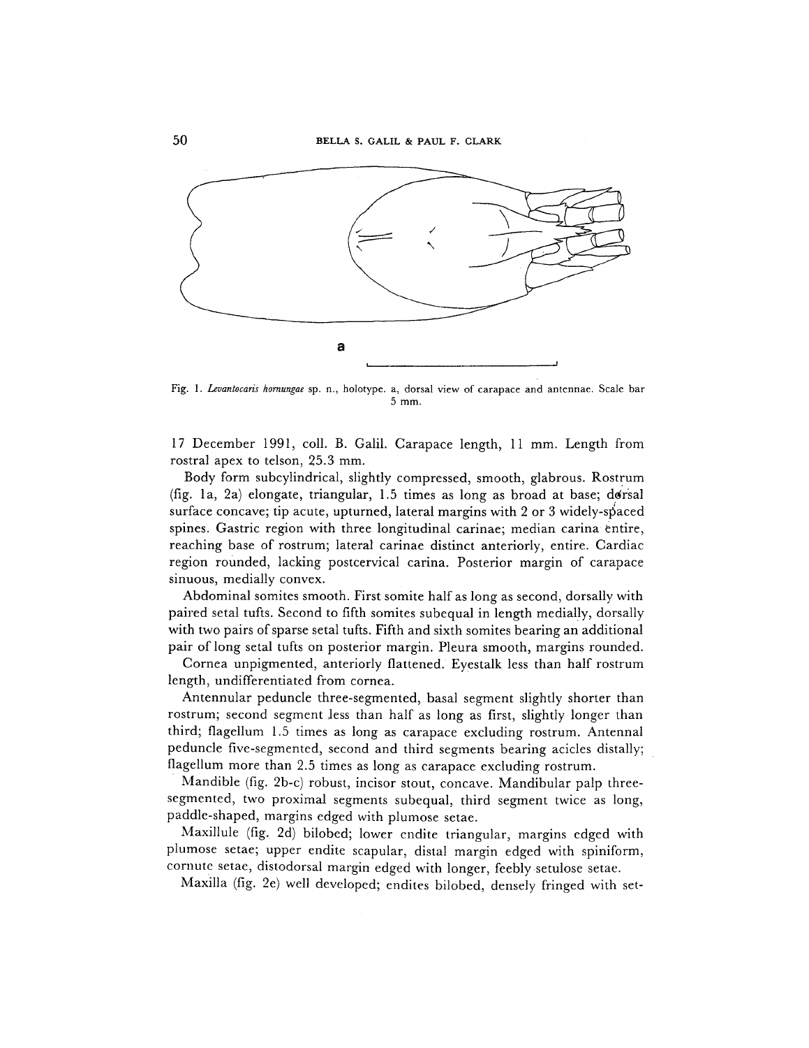Fig. 1. *Levantocaris hornungae* sp. n., holotype. a, dorsal view of carapace and antennae. Scale bar 5 mm.

17 December 1991, coll. B. Galil. Carapace length, 11 mm. Length from rostral apex to telson, 25.3 mm.

Body form subcylindrical, slightly compressed, smooth, glabrous. Rostrum (fig. 1a, 2a) elongate, triangular, 1.5 times as long as broad at base; dorsal surface concave; tip acute, upturned, lateral margins with 2 or 3 widely-spaced spines. Gastric region with three longitudinal carinae; median carina entire, reaching base of rostrum; lateral carinae distinct anteriorly, entire. Cardiac region rounded, lacking postcervical carina. Posterior margin of carapace sinuous, medially convex.

Abdominal somites smooth. First somite half as long as second, dorsally with paired setal tufts. Second to fifth somites subequal in length medially, dorsally with two pairs of sparse setal tufts. Fifth and sixth somites bearing an additional pair of long setal tufts on posterior margin. Pleura smooth, margins rounded.

Cornea unpigmented, anteriorly flattened. Eyestalk less than half rostrum length, undifferentiated from cornea.

Antennular peduncle three-segmented, basal segment slightly shorter than rostrum; second segment less than half as long as first, slightly longer than third; flagellum 1.5 times as long as carapace excluding rostrum. Antennal peduncle five-segmented, second and third segments bearing acicles distally; flagellum more than 2.5 times as long as carapace excluding rostrum.

Mandible (fig. 2b-c) robust, incisor stout, concave. Mandibular palp three-segmented, two proximal segments subequal, third segment twice as long, paddle-shaped, margins edged with plumose setae.

Maxillule (fig. 2d) bilobed; lower endite triangular, margins edged with plumose setae; upper endite scapular, distal margin edged with spiniform, cornute setae, distodorsal margin edged with longer, feebly setulose setae.

Maxilla (fig. 2e) well developed; endites bilobed, densely fringed with set-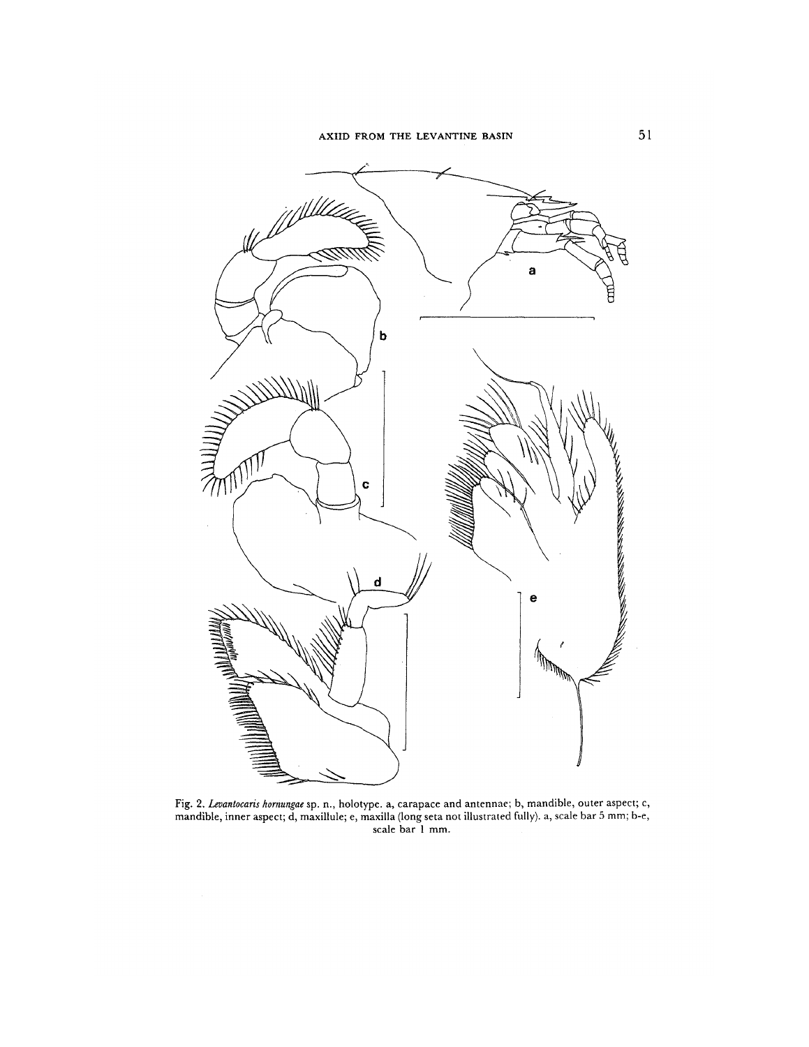Fig. 2. *Levantocaris hornungae* sp. n., holotype. a, carapace and antennae; b, mandible, outer aspect; c, mandible, inner aspect; d, maxillule; e, maxilla (long seta not illustrated fully). a, scale bar 5 mm; b-e, scale bar 1 mm.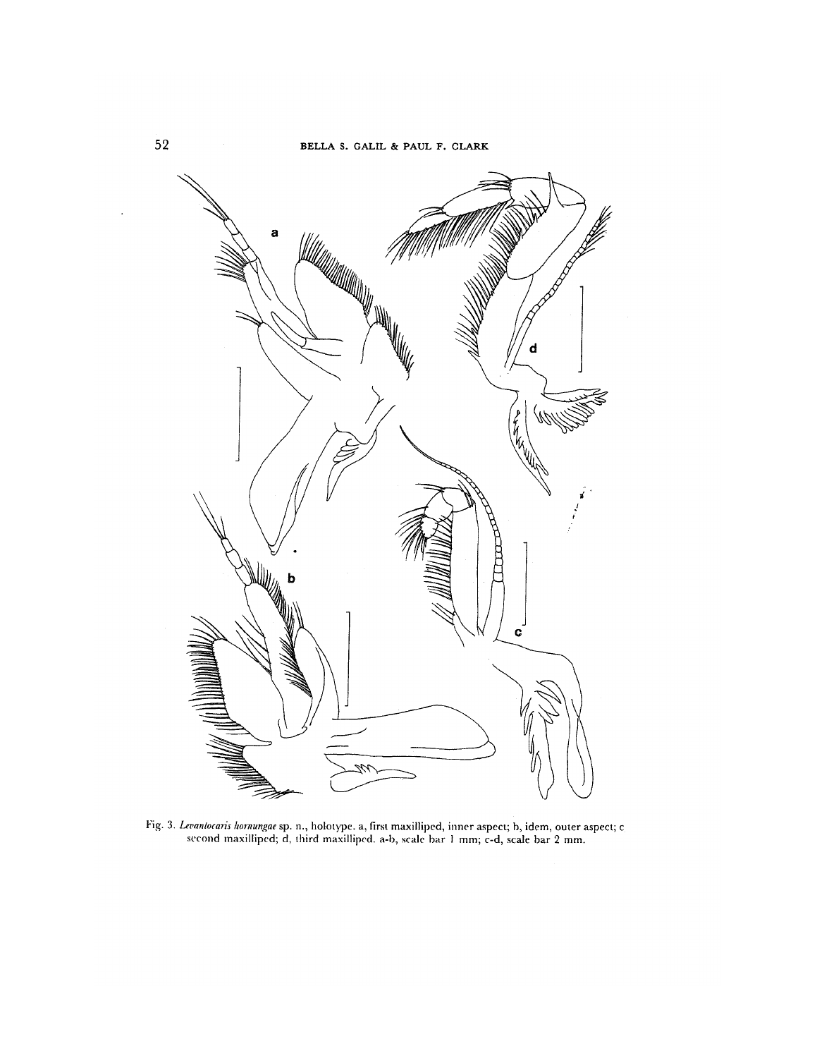Fig. 3. *Levantocaris hornungae* sp. n., holotype. a, first maxilliped, inner aspect; b, idem, outer aspect; c second maxilliped; d, third maxilliped. a-b, scale bar 1 mm; c-d, scale bar 2 mm.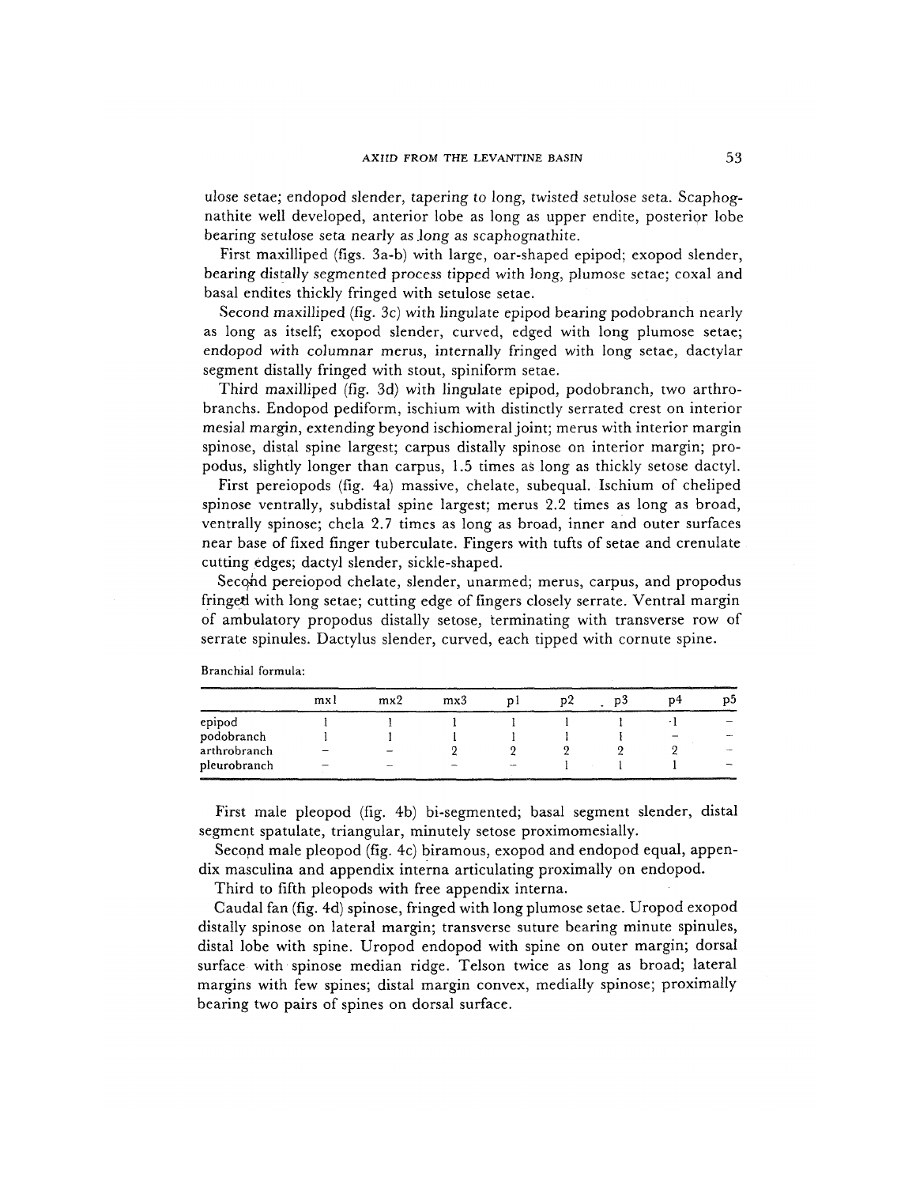ulose setae; endopod slender, tapering to long, twisted setulose seta. Scaphognathite well developed, anterior lobe as long as upper endite, posterior lobe bearing setulose seta nearly as long as scaphognathite.

First maxilliped (figs. 3a-b) with large, oar-shaped epipod; exopod slender, bearing distally segmented process tipped with long, plumose setae; coxal and basal endites thickly fringed with setulose setae.

Second maxilliped (fig. 3c) with lingulate epipod bearing podobranch nearly as long as itself; exopod slender, curved, edged with long plumose setae; endopod with columnar merus, internally fringed with long setae, dactylar segment distally fringed with stout, spiniform setae.

Third maxilliped (fig. 3d) with lingulate epipod, podobranch, two arthrobranchs. Endopod pediform, ischium with distinctly serrated crest on interior mesial margin, extending beyond ischiomeral joint; merus with interior margin spinose, distal spine largest; carpus distally spinose on interior margin; propodus, slightly longer than carpus, 1.5 times as long as thickly setose dactyl.

First pereiopods (fig. 4a) massive, chelate, subequal. Ischium of cheliped spinose ventrally, subdistal spine largest; merus 2.2 times as long as broad, ventrally spinose; chela 2.7 times as long as broad, inner and outer surfaces near base of fixed finger tuberculate. Fingers with tufts of setae and crenulate cutting edges; dactyl slender, sickle-shaped.

Second pereiopod chelate, slender, unarmed; merus, carpus, and propodus fringed with long setae; cutting edge of fingers closely serrate. Ventral margin of ambulatory propodus distally setose, terminating with transverse row of serrate spinules. Dactylus slender, curved, each tipped with cornute spine.

Branchial formula:

| | mx1 | mx2 | mx3 | p1 | p2 | p3 | p4 | p5 |
|---|---|---|---|---|---|---|---|---|
| epipod | 1 | 1 | 1 | 1 | 1 | 1 | 1 | – |
| podobranch | 1 | 1 | 1 | 1 | 1 | 1 | – | – |
| arthrobranch | – | – | 2 | 2 | 2 | 2 | 2 | – |
| pleurobranch | – | – | – | – | 1 | 1 | 1 | – |

First male pleopod (fig. 4b) bi-segmented; basal segment slender, distal segment spatulate, triangular, minutely setose proximomesially.

Second male pleopod (fig. 4c) biramous, exopod and endopod equal, appendix masculina and appendix interna articulating proximally on endopod.

Third to fifth pleopods with free appendix interna.

Caudal fan (fig. 4d) spinose, fringed with long plumose setae. Uropod exopod distally spinose on lateral margin; transverse suture bearing minute spinules, distal lobe with spine. Uropod endopod with spine on outer margin; dorsal surface with spinose median ridge. Telson twice as long as broad; lateral margins with few spines; distal margin convex, medially spinose; proximally bearing two pairs of spines on dorsal surface.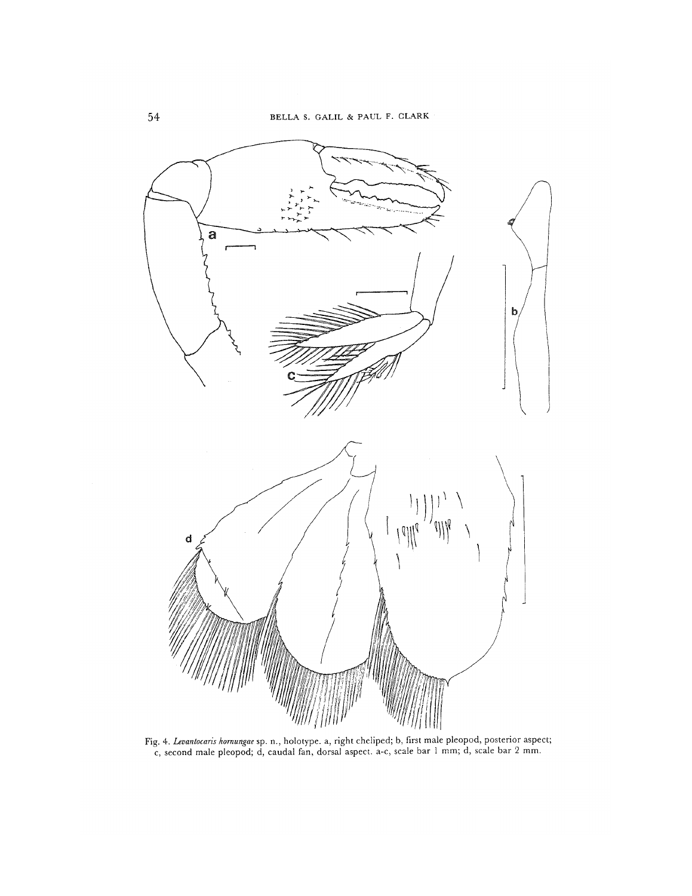Fig. 4. *Levantocaris hornungae* sp. n., holotype. a, right cheliped; b, first male pleopod, posterior aspect; c, second male pleopod; d, caudal fan, dorsal aspect. a-c, scale bar 1 mm; d, scale bar 2 mm.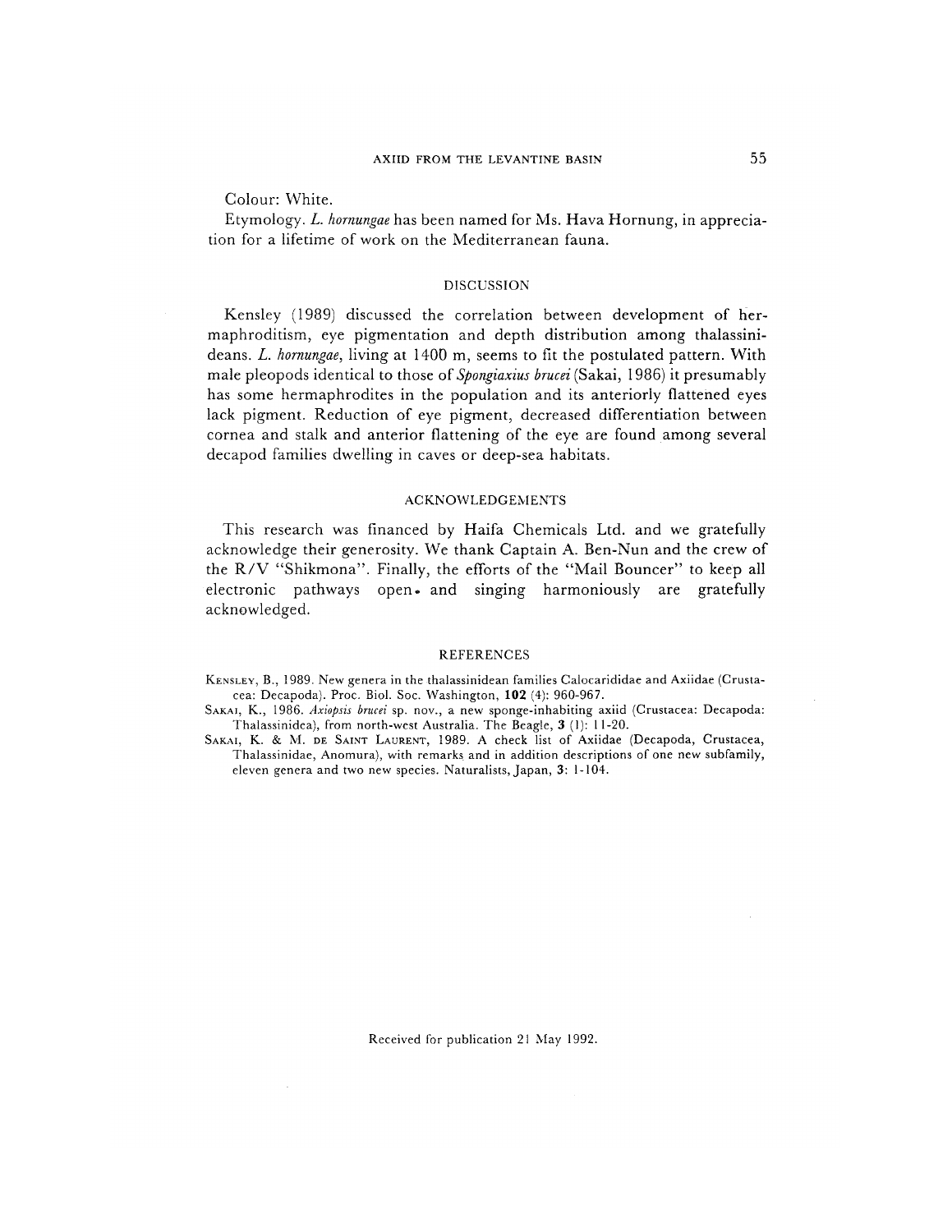Colour: White.

Etymology. *L. hornungae* has been named for Ms. Hava Hornung, in appreciation for a lifetime of work on the Mediterranean fauna.

## DISCUSSION

Kensley (1989) discussed the correlation between development of hermaphroditism, eye pigmentation and depth distribution among thalassinideans. *L. hornungae*, living at 1400 m, seems to fit the postulated pattern. With male pleopods identical to those of *Spongiaxius brucei* (Sakai, 1986) it presumably has some hermaphrodites in the population and its anteriorly flattened eyes lack pigment. Reduction of eye pigment, decreased differentiation between cornea and stalk and anterior flattening of the eye are found among several decapod families dwelling in caves or deep-sea habitats.

## ACKNOWLEDGEMENTS

This research was financed by Haifa Chemicals Ltd. and we gratefully acknowledge their generosity. We thank Captain A. Ben-Nun and the crew of the R/V "Shikmona". Finally, the efforts of the "Mail Bouncer" to keep all electronic pathways open and singing harmoniously are gratefully acknowledged.

## REFERENCES

KENSLEY, B., 1989. New genera in the thalassinidean families Calocarididae and Axiidae (Crustacea: Decapoda). Proc. Biol. Soc. Washington, **102** (4): 960-967.

SAKAI, K., 1986. *Axiopsis brucei* sp. nov., a new sponge-inhabiting axiid (Crustacea: Decapoda: Thalassinidea), from north-west Australia. The Beagle, **3** (1): 11-20.

SAKAI, K. & M. DE SAINT LAURENT, 1989. A check list of Axiidae (Decapoda, Crustacea, Thalassinidae, Anomura), with remarks and in addition descriptions of one new subfamily, eleven genera and two new species. Naturalists, Japan, **3**: 1-104.

Received for publication 21 May 1992.